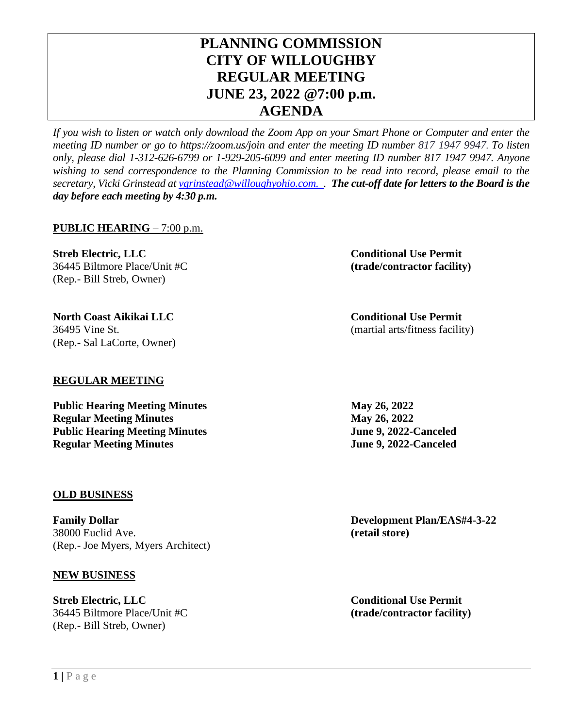# PLANNING COMMISSION
# CITY OF WILLOUGHBY
# REGULAR MEETING
# JUNE 23, 2022 @7:00 p.m.
# AGENDA

*If you wish to listen or watch only download the Zoom App on your Smart Phone or Computer and enter the meeting ID number or go to https://zoom.us/join and enter the meeting ID number 817 1947 9947. To listen only, please dial 1-312-626-6799 or 1-929-205-6099 and enter meeting ID number 817 1947 9947. Anyone wishing to send correspondence to the Planning Commission to be read into record, please email to the secretary, Vicki Grinstead at vgrinstead@willoughyohio.com. . **The cut-off date for letters to the Board is the day before each meeting by 4:30 p.m.***

**PUBLIC HEARING** – 7:00 p.m.

**Streb Electric, LLC** — **Conditional Use Permit**
36445 Biltmore Place/Unit #C — **(trade/contractor facility)**
(Rep.- Bill Streb, Owner)

**North Coast Aikikai LLC** — **Conditional Use Permit**
36495 Vine St. — (martial arts/fitness facility)
(Rep.- Sal LaCorte, Owner)

**REGULAR MEETING**

**Public Hearing Meeting Minutes** — **May 26, 2022**
**Regular Meeting Minutes** — **May 26, 2022**
**Public Hearing Meeting Minutes** — **June 9, 2022-Canceled**
**Regular Meeting Minutes** — **June 9, 2022-Canceled**

**OLD BUSINESS**

**Family Dollar** — **Development Plan/EAS#4-3-22**
38000 Euclid Ave. — **(retail store)**
(Rep.- Joe Myers, Myers Architect)

**NEW BUSINESS**

**Streb Electric, LLC** — **Conditional Use Permit**
36445 Biltmore Place/Unit #C — **(trade/contractor facility)**
(Rep.- Bill Streb, Owner)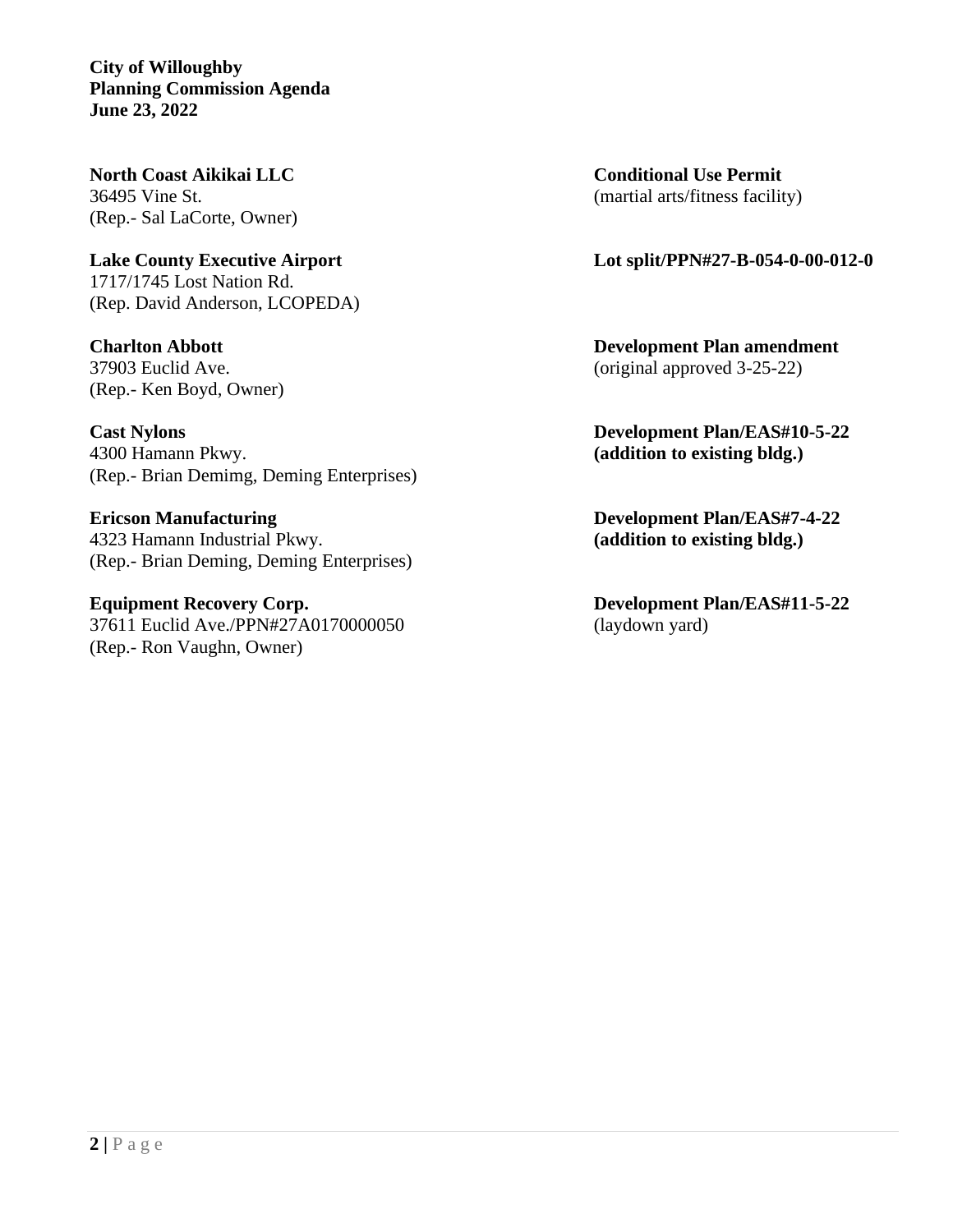**City of Willoughby**
**Planning Commission Agenda**
**June 23, 2022**

**North Coast Aikikai LLC**
36495 Vine St.
(Rep.- Sal LaCorte, Owner)

**Conditional Use Permit**
(martial arts/fitness facility)

**Lake County Executive Airport**
1717/1745 Lost Nation Rd.
(Rep. David Anderson, LCOPEDA)

**Lot split/PPN#27-B-054-0-00-012-0**

**Charlton Abbott**
37903 Euclid Ave.
(Rep.- Ken Boyd, Owner)

**Development Plan amendment**
(original approved 3-25-22)

**Cast Nylons**
4300 Hamann Pkwy.
(Rep.- Brian Demimg, Deming Enterprises)

**Development Plan/EAS#10-5-22**
**(addition to existing bldg.)**

**Ericson Manufacturing**
4323 Hamann Industrial Pkwy.
(Rep.- Brian Deming, Deming Enterprises)

**Development Plan/EAS#7-4-22**
**(addition to existing bldg.)**

**Equipment Recovery Corp.**
37611 Euclid Ave./PPN#27A0170000050
(Rep.- Ron Vaughn, Owner)

**Development Plan/EAS#11-5-22**
(laydown yard)